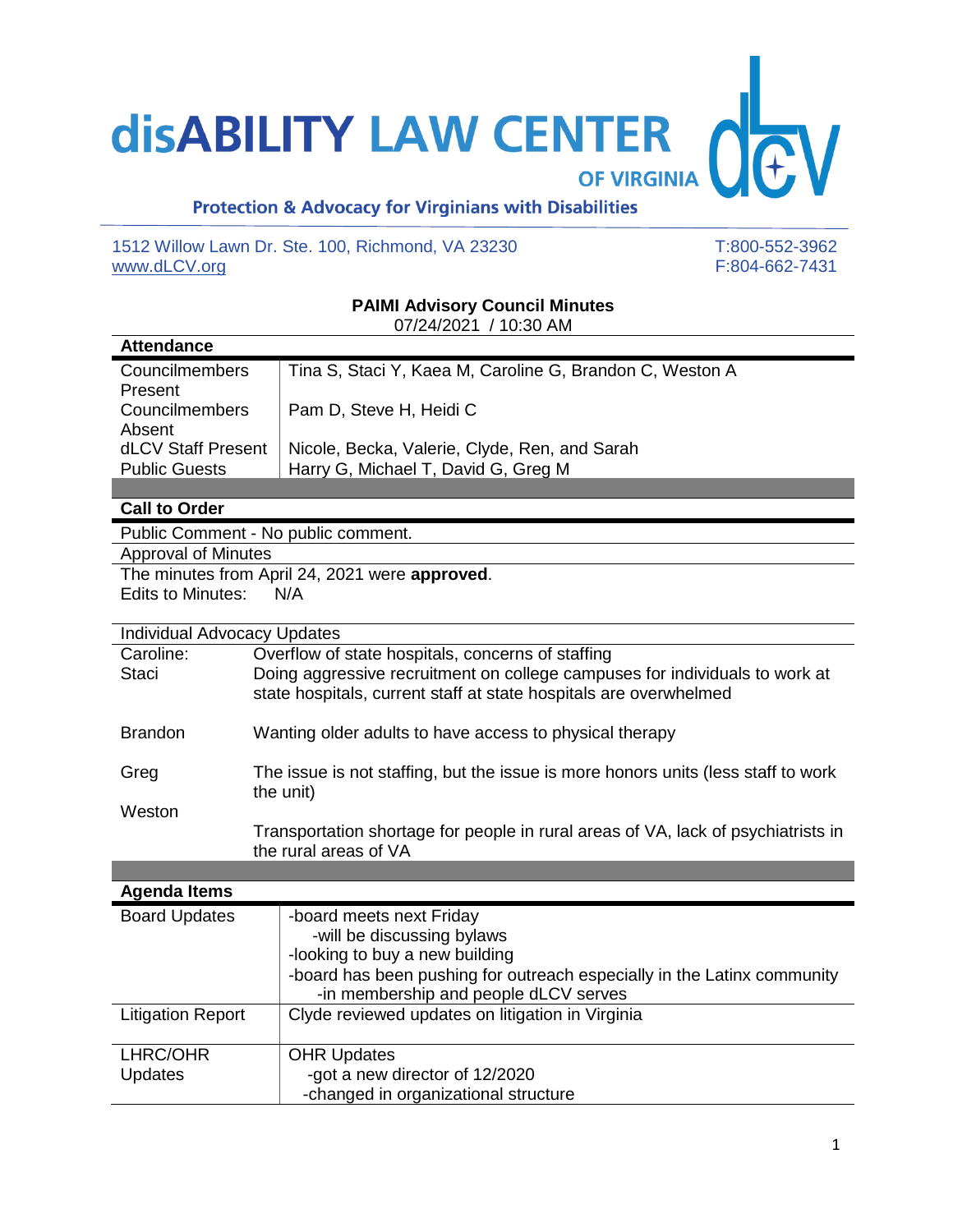# disABILITY LAW CENTER OF VIRGINIA

**Protection & Advocacy for Virginians with Disabilities**

1512 Willow Lawn Dr. Ste. 100, Richmond, VA 23230
www.dLCV.org

T:800-552-3962
F:804-662-7431

## PAIMI Advisory Council Minutes

07/24/2021 / 10:30 AM

| **Attendance** | |
|---|---|
| Councilmembers Present | Tina S, Staci Y, Kaea M, Caroline G, Brandon C, Weston A |
| Councilmembers Absent | Pam D, Steve H, Heidi C |
| dLCV Staff Present | Nicole, Becka, Valerie, Clyde, Ren, and Sarah |
| Public Guests | Harry G, Michael T, David G, Greg M |

### Call to Order

Public Comment - No public comment.

Approval of Minutes

The minutes from April 24, 2021 were **approved**.
Edits to Minutes: N/A

| Individual Advocacy Updates | |
|---|---|
| Caroline: | Overflow of state hospitals, concerns of staffing |
| Staci | Doing aggressive recruitment on college campuses for individuals to work at state hospitals, current staff at state hospitals are overwhelmed |
| Brandon | Wanting older adults to have access to physical therapy |
| Greg | The issue is not staffing, but the issue is more honors units (less staff to work the unit) |
| Weston | Transportation shortage for people in rural areas of VA, lack of psychiatrists in the rural areas of VA |

| **Agenda Items** | |
|---|---|
| Board Updates | -board meets next Friday<br>-will be discussing bylaws<br>-looking to buy a new building<br>-board has been pushing for outreach especially in the Latinx community<br>-in membership and people dLCV serves |
| Litigation Report | Clyde reviewed updates on litigation in Virginia |
| LHRC/OHR Updates | OHR Updates<br>-got a new director of 12/2020<br>-changed in organizational structure |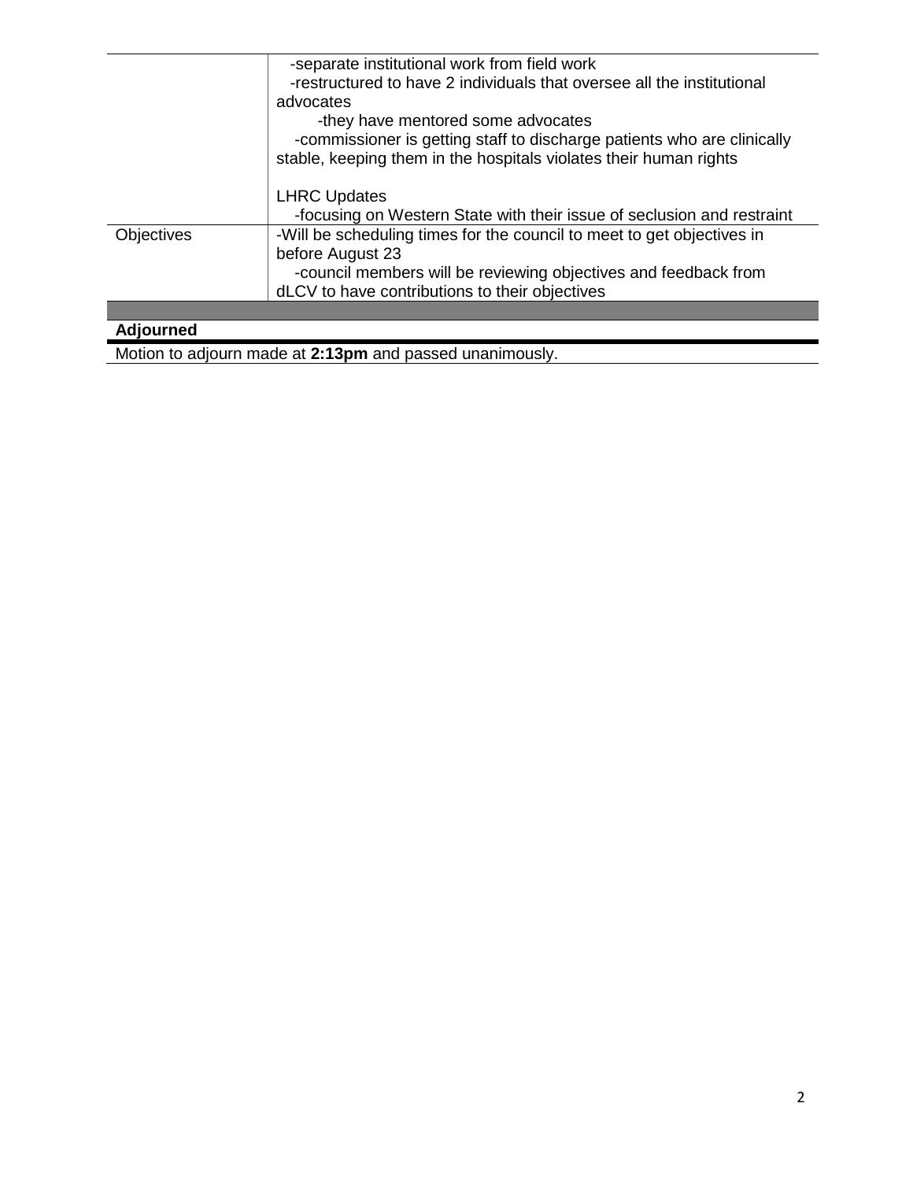| | |
|---|---|
| | -separate institutional work from field work<br>-restructured to have 2 individuals that oversee all the institutional advocates<br>-they have mentored some advocates<br>-commissioner is getting staff to discharge patients who are clinically stable, keeping them in the hospitals violates their human rights<br><br>LHRC Updates<br>-focusing on Western State with their issue of seclusion and restraint |
| Objectives | -Will be scheduling times for the council to meet to get objectives in before August 23<br>-council members will be reviewing objectives and feedback from dLCV to have contributions to their objectives |

**Adjourned**

Motion to adjourn made at **2:13pm** and passed unanimously.